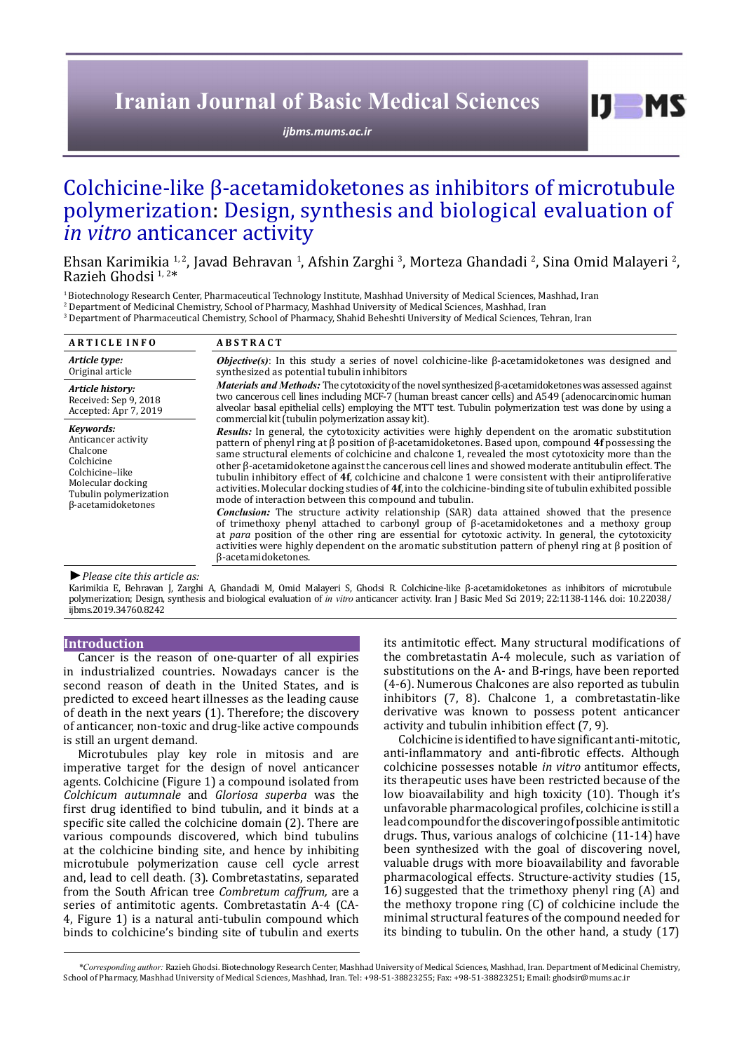# Colchicine-like β-acetamidoketones as inhibitors of microtubule polymerization: Design, synthesis and biological evaluation of *in vitro* anticancer activity

Ehsan Karimikia [1, 2], Javad Behravan [1], Afshin Zarghi [3], Morteza Ghandadi [2], Sina Omid Malayeri [2], Razieh Ghodsi [1, 2*]

[1] Biotechnology Research Center, Pharmaceutical Technology Institute, Mashhad University of Medical Sciences, Mashhad, Iran
[2] Department of Medicinal Chemistry, School of Pharmacy, Mashhad University of Medical Sciences, Mashhad, Iran
[3] Department of Pharmaceutical Chemistry, School of Pharmacy, Shahid Beheshti University of Medical Sciences, Tehran, Iran

**ARTICLE INFO**

***Article type:***
Original article

***Article history:***
Received: Sep 9, 2018
Accepted: Apr 7, 2019

***Keywords:***
Anticancer activity
Chalcone
Colchicine
Colchicine–like
Molecular docking
Tubulin polymerization
β-acetamidoketones

**ABSTRACT**

***Objective(s)***: In this study a series of novel colchicine-like β-acetamidoketones was designed and synthesized as potential tubulin inhibitors

***Materials and Methods:*** The cytotoxicity of the novel synthesized β-acetamidoketones was assessed against two cancerous cell lines including MCF-7 (human breast cancer cells) and A549 (adenocarcinomic human alveolar basal epithelial cells) employing the MTT test. Tubulin polymerization test was done by using a commercial kit (tubulin polymerization assay kit).

***Results:*** In general, the cytotoxicity activities were highly dependent on the aromatic substitution pattern of phenyl ring at β position of β-acetamidoketones. Based upon, compound **4f** possessing the same structural elements of colchicine and chalcone 1, revealed the most cytotoxicity more than the other β-acetamidoketone against the cancerous cell lines and showed moderate antitubulin effect. The tubulin inhibitory effect of **4f**, colchicine and chalcone 1 were consistent with their antiproliferative activities. Molecular docking studies of **4f**, into the colchicine-binding site of tubulin exhibited possible mode of interaction between this compound and tubulin.

***Conclusion:*** The structure activity relationship (SAR) data attained showed that the presence of trimethoxy phenyl attached to carbonyl group of β-acetamidoketones and a methoxy group at *para* position of the other ring are essential for cytotoxic activity. In general, the cytotoxicity activities were highly dependent on the aromatic substitution pattern of phenyl ring at β position of β-acetamidoketones.

► *Please cite this article as:*
Karimikia E, Behravan J, Zarghi A, Ghandadi M, Omid Malayeri S, Ghodsi R. Colchicine-like β-acetamidoketones as inhibitors of microtubule polymerization; Design, synthesis and biological evaluation of *in vitro* anticancer activity. Iran J Basic Med Sci 2019; 22:1138-1146. doi: 10.22038/ijbms.2019.34760.8242

## Introduction

Cancer is the reason of one-quarter of all expiries in industrialized countries. Nowadays cancer is the second reason of death in the United States, and is predicted to exceed heart illnesses as the leading cause of death in the next years (1). Therefore; the discovery of anticancer, non-toxic and drug-like active compounds is still an urgent demand.

Microtubules play key role in mitosis and are imperative target for the design of novel anticancer agents. Colchicine (Figure 1) a compound isolated from *Colchicum autumnale* and *Gloriosa superba* was the first drug identified to bind tubulin, and it binds at a specific site called the colchicine domain (2). There are various compounds discovered, which bind tubulins at the colchicine binding site, and hence by inhibiting microtubule polymerization cause cell cycle arrest and, lead to cell death. (3). Combretastatins, separated from the South African tree *Combretum caffrum,* are a series of antimitotic agents. Combretastatin A-4 (CA-4, Figure 1) is a natural anti-tubulin compound which binds to colchicine's binding site of tubulin and exerts its antimitotic effect. Many structural modifications of the combretastatin A-4 molecule, such as variation of substitutions on the A- and B-rings, have been reported (4-6). Numerous Chalcones are also reported as tubulin inhibitors (7, 8). Chalcone 1, a combretastatin-like derivative was known to possess potent anticancer activity and tubulin inhibition effect (7, 9).

Colchicine is identified to have significant anti-mitotic, anti-inflammatory and anti-fibrotic effects. Although colchicine possesses notable *in vitro* antitumor effects, its therapeutic uses have been restricted because of the low bioavailability and high toxicity (10). Though it's unfavorable pharmacological profiles, colchicine is still a lead compound for the discovering of possible antimitotic drugs. Thus, various analogs of colchicine (11-14) have been synthesized with the goal of discovering novel, valuable drugs with more bioavailability and favorable pharmacological effects. Structure-activity studies (15, 16) suggested that the trimethoxy phenyl ring (A) and the methoxy tropone ring (C) of colchicine include the minimal structural features of the compound needed for its binding to tubulin. On the other hand, a study (17)

*Corresponding author: Razieh Ghodsi. Biotechnology Research Center, Mashhad University of Medical Sciences, Mashhad, Iran. Department of Medicinal Chemistry, School of Pharmacy, Mashhad University of Medical Sciences, Mashhad, Iran. Tel: +98-51-38823255; Fax: +98-51-38823251; Email: ghodsir@mums.ac.ir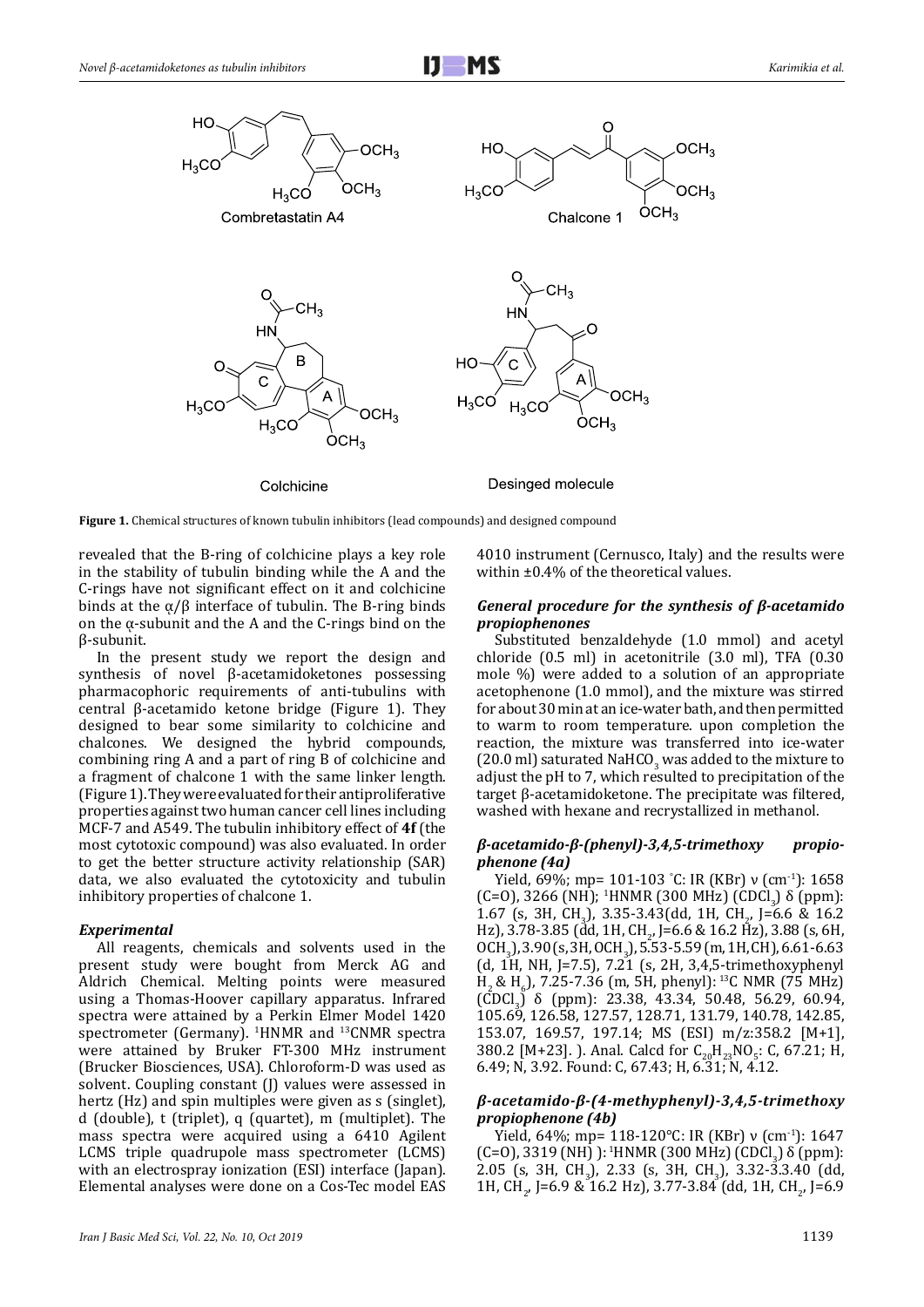**Figure 1.** Chemical structures of known tubulin inhibitors (lead compounds) and designed compound

revealed that the B-ring of colchicine plays a key role in the stability of tubulin binding while the A and the C-rings have not significant effect on it and colchicine binds at the α/β interface of tubulin. The B-ring binds on the α-subunit and the A and the C-rings bind on the β-subunit.

In the present study we report the design and synthesis of novel β-acetamidoketones possessing pharmacophoric requirements of anti-tubulins with central β-acetamido ketone bridge (Figure 1). They designed to bear some similarity to colchicine and chalcones. We designed the hybrid compounds, combining ring A and a part of ring B of colchicine and a fragment of chalcone 1 with the same linker length. (Figure 1). They were evaluated for their antiproliferative properties against two human cancer cell lines including MCF-7 and A549. The tubulin inhibitory effect of **4f** (the most cytotoxic compound) was also evaluated. In order to get the better structure activity relationship (SAR) data, we also evaluated the cytotoxicity and tubulin inhibitory properties of chalcone 1.

### *Experimental*

All reagents, chemicals and solvents used in the present study were bought from Merck AG and Aldrich Chemical. Melting points were measured using a Thomas-Hoover capillary apparatus. Infrared spectra were attained by a Perkin Elmer Model 1420 spectrometer (Germany). $^{1}$HNMR and $^{13}$CNMR spectra were attained by Bruker FT-300 MHz instrument (Brucker Biosciences, USA). Chloroform-D was used as solvent. Coupling constant (J) values were assessed in hertz (Hz) and spin multiples were given as s (singlet), d (double), t (triplet), q (quartet), m (multiplet). The mass spectra were acquired using a 6410 Agilent LCMS triple quadrupole mass spectrometer (LCMS) with an electrospray ionization (ESI) interface (Japan). Elemental analyses were done on a Cos-Tec model EAS 4010 instrument (Cernusco, Italy) and the results were within ±0.4% of the theoretical values.

### *General procedure for the synthesis of β-acetamido propiophenones*

Substituted benzaldehyde (1.0 mmol) and acetyl chloride (0.5 ml) in acetonitrile (3.0 ml), TFA (0.30 mole %) were added to a solution of an appropriate acetophenone (1.0 mmol), and the mixture was stirred for about 30 min at an ice-water bath, and then permitted to warm to room temperature. upon completion the reaction, the mixture was transferred into ice-water (20.0 ml) saturated $NaHCO_3$ was added to the mixture to adjust the pH to 7, which resulted to precipitation of the target β-acetamidoketone. The precipitate was filtered, washed with hexane and recrystallized in methanol.

### *β-acetamido-β-(phenyl)-3,4,5-trimethoxy propiophenone (4a)*

Yield, 69%; mp= 101-103 °C: IR (KBr) ν (cm$^{-1}$): 1658 (C=O), 3266 (NH); $^{1}$HNMR (300 MHz) ($CDCl_3$) δ (ppm): 1.67 (s, 3H, $CH_3$), 3.35-3.43(dd, 1H, $CH_2$, J=6.6 & 16.2 Hz), 3.78-3.85 (dd, 1H, $CH_2$, J=6.6 & 16.2 Hz), 3.88 (s, 6H, $OCH_3$), 3.90 (s, 3H, $OCH_3$), 5.53-5.59 (m, 1H, CH), 6.61-6.63 (d, 1H, NH, J=7.5), 7.21 (s, 2H, 3,4,5-trimethoxyphenyl $H_2$ & $H_6$), 7.25-7.36 (m, 5H, phenyl): $^{13}$C NMR (75 MHz) ($CDCl_3$) δ (ppm): 23.38, 43.34, 50.48, 56.29, 60.94, 105.69, 126.58, 127.57, 128.71, 131.79, 140.78, 142.85, 153.07, 169.57, 197.14; MS (ESI) m/z:358.2 [M+1], 380.2 [M+23]. ). Anal. Calcd for $C_{20}H_{23}NO_5$: C, 67.21; H, 6.49; N, 3.92. Found: C, 67.43; H, 6.31; N, 4.12.

### *β-acetamido-β-(4-methyphenyl)-3,4,5-trimethoxy propiophenone (4b)*

Yield, 64%; mp= 118-120°C: IR (KBr) ν (cm$^{-1}$): 1647 (C=O), 3319 (NH) ): $^{1}$HNMR (300 MHz) ($CDCl_3$) δ (ppm): 2.05 (s, 3H, $CH_3$), 2.33 (s, 3H, $CH_3$), 3.32-3.3.40 (dd, 1H, $CH_2$, J=6.9 & 16.2 Hz), 3.77-3.84 (dd, 1H, $CH_2$, J=6.9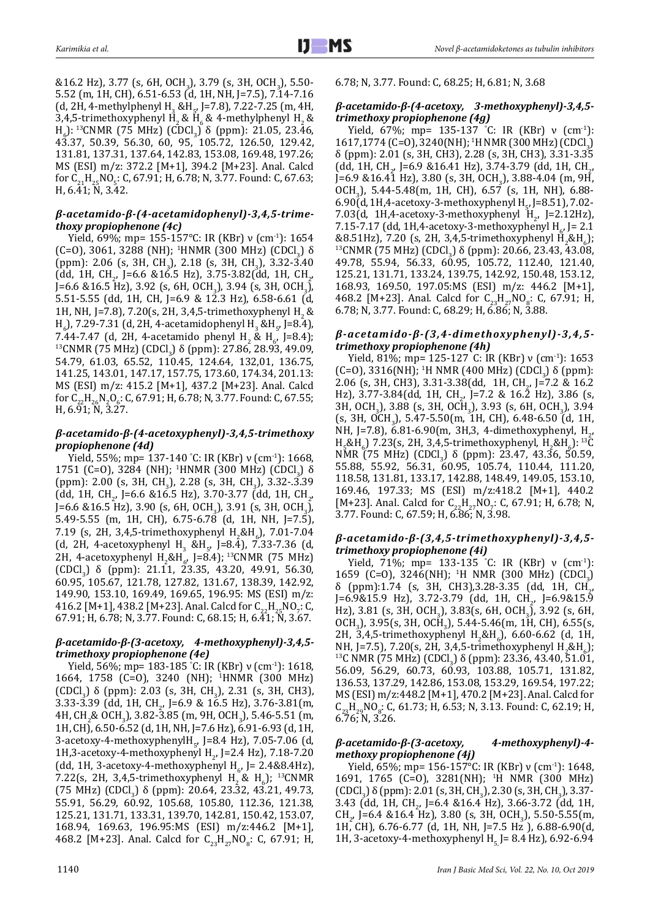&16.2 Hz), 3.77 (s, 6H, $OCH_3$), 3.79 (s, 3H, $OCH_3$), 5.50-5.52 (m, 1H, CH), 6.51-6.53 (d, 1H, NH, J=7.5), 7.14-7.16 (d, 2H, 4-methylphenyl $H_3$ &$H_5$, J=7.8), 7.22-7.25 (m, 4H, 3,4,5-trimethoxyphenyl $H_2$ & $H_6$ & 4-methylphenyl $H_2$ & $H_6$): $^{13}$CNMR (75 MHz) ($CDCl_3$) δ (ppm): 21.05, 23.46, 43.37, 50.39, 56.30, 60, 95, 105.72, 126.50, 129.42, 131.81, 137.31, 137.64, 142.83, 153.08, 169.48, 197.26; MS (ESI) m/z: 372.2 [M+1], 394.2 [M+23]. Anal. Calcd for $C_{21}H_{25}NO_5$: C, 67.91; H, 6.78; N, 3.77. Found: C, 67.63; H, 6.41; N, 3.42.

### *β-acetamido-β-(4-acetamidophenyl)-3,4,5-trimethoxy propiophenone (4c)*

Yield, 69%; mp= 155-157°C: IR (KBr) ν (cm$^{-1}$): 1654 (C=O), 3061, 3288 (NH); $^1$HNMR (300 MHz) ($CDCl_3$) δ (ppm): 2.06 (s, 3H, $CH_3$), 2.18 (s, 3H, $CH_3$), 3.32-3.40 (dd, 1H, $CH_2$, J=6.6 &16.5 Hz), 3.75-3.82(dd, 1H, $CH_2$, J=6.6 &16.5 Hz), 3.92 (s, 6H, $OCH_3$), 3.94 (s, 3H, $OCH_3$), 5.51-5.55 (dd, 1H, CH, J=6.9 & 12.3 Hz), 6.58-6.61 (d, 1H, NH, J=7.8), 7.20(s, 2H, 3,4,5-trimethoxyphenyl $H_2$ & $H_6$), 7.29-7.31 (d, 2H, 4-acetamidophenyl $H_3$ &$H_5$, J=8.4), 7.44-7.47 (d, 2H, 4-acetamido phenyl $H_2$ & $H_6$, J=8.4); $^{13}$CNMR (75 MHz) ($CDCl_3$) δ (ppm): 27.86, 28.93, 49.09, 54.79, 61.03, 65.52, 110.45, 124.64, 132,01, 136.75, 141.25, 143.01, 147.17, 157.75, 173.60, 174.34, 201.13: MS (ESI) m/z: 415.2 [M+1], 437.2 [M+23]. Anal. Calcd for $C_{22}H_{26}N_2O_6$: C, 67.91; H, 6.78; N, 3.77. Found: C, 67.55; H, 6.91; N, 3.27.

### *β-acetamido-β-(4-acetoxyphenyl)-3,4,5-trimethoxy propiophenone (4d)*

Yield, 55%; mp= 137-140 ˚C: IR (KBr) ν (cm$^{-1}$): 1668, 1751 (C=O), 3284 (NH); $^1$HNMR (300 MHz) ($CDCl_3$) δ (ppm): 2.00 (s, 3H, $CH_3$), 2.28 (s, 3H, $CH_3$), 3.32-.3.39 (dd, 1H, $CH_2$, J=6.6 &16.5 Hz), 3.70-3.77 (dd, 1H, $CH_2$, J=6.6 &16.5 Hz), 3.90 (s, 6H, $OCH_3$), 3.91 (s, 3H, $OCH_3$), 5.49-5.55 (m, 1H, CH), 6.75-6.78 (d, 1H, NH, J=7.5), 7.19 (s, 2H, 3,4,5-trimethoxyphenyl $H_2$&$H_6$), 7.01-7.04 (d, 2H, 4-acetoxyphenyl $H_3$ &$H_5$, J=8.4), 7.33-7.36 (d, 2H, 4-acetoxyphenyl $H_2$&$H_6$, J=8.4); $^{13}$CNMR (75 MHz) ($CDCl_3$) δ (ppm): 21.11, 23.35, 43.20, 49.91, 56.30, 60.95, 105.67, 121.78, 127.82, 131.67, 138.39, 142.92, 149.90, 153.10, 169.49, 169.65, 196.95: MS (ESI) m/z: 416.2 [M+1], 438.2 [M+23]. Anal. Calcd for $C_{22}H_{25}NO_7$: C, 67.91; H, 6.78; N, 3.77. Found: C, 68.15; H, 6.41; N, 3.67.

### *β-acetamido-β-(3-acetoxy, 4-methoxyphenyl)-3,4,5-trimethoxy propiophenone (4e)*

Yield, 56%; mp= 183-185 ˚C: IR (KBr) ν (cm$^{-1}$): 1618, 1664, 1758 (C=O), 3240 (NH); $^1$HNMR (300 MHz) ($CDCl_3$) δ (ppm): 2.03 (s, 3H, $CH_3$), 2.31 (s, 3H, CH3), 3.33-3.39 (dd, 1H, $CH_2$, J=6.9 & 16.5 Hz), 3.76-3.81(m, 4H, $CH_2$& $OCH_3$), 3.82-3.85 (m, 9H, $OCH_3$), 5.46-5.51 (m, 1H, CH), 6.50-6.52 (d, 1H, NH, J=7.6 Hz), 6.91-6.93 (d, 1H, 3-acetoxy-4-methoxyphenyl$H_5$, J=8.4 Hz), 7.05-7.06 (d, 1H,3-acetoxy-4-methoxyphenyl $H_2$, J=2.4 Hz), 7.18-7.20 (dd, 1H, 3-acetoxy-4-methoxyphenyl $H_6$, J= 2.4&8.4Hz), 7.22(s, 2H, 3,4,5-trimethoxyphenyl $H_2$ & $H_6$); $^{13}$CNMR (75 MHz) ($CDCl_3$) δ (ppm): 20.64, 23.32, 43.21, 49.73, 55.91, 56.29, 60.92, 105.68, 105.80, 112.36, 121.38, 125.21, 131.71, 133.31, 139.70, 142.81, 150.42, 153.07, 168.94, 169.63, 196.95:MS (ESI) m/z:446.2 [M+1], 468.2 [M+23]. Anal. Calcd for $C_{23}H_{27}NO_8$: C, 67.91; H, 6.78; N, 3.77. Found: C, 68.25; H, 6.81; N, 3.68

### *β-acetamido-β-(4-acetoxy, 3-methoxyphenyl)-3,4,5-trimethoxy propiophenone (4g)*

Yield, 67%; mp= 135-137 ˚C: IR (KBr) ν (cm$^{-1}$): 1617,1774 (C=O), 3240(NH); $^1$HNMR (300 MHz) ($CDCl_3$) δ (ppm): 2.01 (s, 3H, CH3), 2.28 (s, 3H, CH3), 3.31-3.35 (dd, 1H, $CH_2$, J=6.9 &16.41 Hz), 3.74-3.79 (dd, 1H, $CH_2$, J=6.9 &16.41 Hz), 3.80 (s, 3H, $OCH_3$), 3.88-4.04 (m, 9H, $OCH_3$), 5.44-5.48(m, 1H, CH), 6.57 (s, 1H, NH), 6.88-6.90(d, 1H,4-acetoxy-3-methoxyphenyl $H_5$, J=8.51), 7.02-7.03(d, 1H,4-acetoxy-3-methoxyphenyl $H_2$, J=2.12Hz), 7.15-7.17 (dd, 1H,4-acetoxy-3-methoxyphenyl $H_6$, J= 2.1 &8.51Hz), 7.20 (s, 2H, 3,4,5-trimethoxyphenyl $H_2$&$H_6$); $^{13}$CNMR (75 MHz) ($CDCl_3$) δ (ppm): 20.66, 23.43, 43.08, 49.78, 55.94, 56.33, 60.95, 105.72, 112.40, 121.40, 125.21, 131.71, 133.24, 139.75, 142.92, 150.48, 153.12, 168.93, 169.50, 197.05:MS (ESI) m/z: 446.2 [M+1], 468.2 [M+23]. Anal. Calcd for $C_{23}H_{27}NO_8$: C, 67.91; H, 6.78; N, 3.77. Found: C, 68.29; H, 6.86; N, 3.88.

### *β-acetamido-β-(3,4-dimethoxyphenyl)-3,4,5-trimethoxy propiophenone (4h)*

Yield, 81%; mp= 125-127 C: IR (KBr) ν (cm$^{-1}$): 1653 (C=O), 3316(NH); $^1$H NMR (400 MHz) ($CDCl_3$) δ (ppm): 2.06 (s, 3H, CH3), 3.31-3.38(dd, 1H, $CH_2$, J=7.2 & 16.2 Hz), 3.77-3.84(dd, 1H, $CH_2$, J=7.2 & 16.2 Hz), 3.86 (s, 3H, $OCH_3$), 3.88 (s, 3H, $OCH_3$), 3.93 (s, 6H, $OCH_3$), 3.94 (s, 3H, $OCH_3$), 5.47-5.50(m, 1H, CH), 6.48-6.50 (d, 1H, NH, J=7.8), 6.81-6.90(m, 3H,3, 4-dimethoxyphenyl, $H_2$, $H_5$&$H_6$) 7.23(s, 2H, 3,4,5-trimethoxyphenyl, $H_2$&$H_6$): $^{13}$C NMR (75 MHz) ($CDCl_3$) δ (ppm): 23.47, 43.36, 50.59, 55.88, 55.92, 56.31, 60.95, 105.74, 110.44, 111.20, 118.58, 131.81, 133.17, 142.88, 148.49, 149.05, 153.10, 169.46, 197.33; MS (ESI) m/z:418.2 [M+1], 440.2 [M+23]. Anal. Calcd for $C_{22}H_{27}NO_7$: C, 67.91; H, 6.78; N, 3.77. Found: C, 67.59; H, 6.86; N, 3.98.

### *β-acetamido-β-(3,4,5-trimethoxyphenyl)-3,4,5-trimethoxy propiophenone (4i)*

Yield, 71%; mp= 133-135 ˚C: IR (KBr) ν (cm$^{-1}$): 1659 (C=O), 3246(NH); $^1$H NMR (300 MHz) ($CDCl_3$) δ (ppm):1.74 (s, 3H, CH3),3.28-3.35 (dd, 1H, $CH_2$, J=6.9&15.9 Hz), 3.72-3.79 (dd, 1H, $CH_2$, J=6.9&15.9 Hz), 3.81 (s, 3H, $OCH_3$), 3.83(s, 6H, $OCH_3$), 3.92 (s, 6H, $OCH_3$), 3.95(s, 3H, $OCH_3$), 5.44-5.46(m, 1H, CH), 6.55(s, 2H, 3,4,5-trimethoxyphenyl $H_2$&$H_6$), 6.60-6.62 (d, 1H, NH, J=7.5), 7.20(s, 2H, 3,4,5-trimethoxyphenyl $H_2$&$H_6$); $^{13}$C NMR (75 MHz) ($CDCl_3$) δ (ppm): C, 23.36, 43.40, 51.01, 56.09, 56.29, 60.73, 60.93, 103.88, 105.71, 131.82, 136.53, 137.29, 142.86, 153.08, 153.29, 169.54, 197.22; MS (ESI) m/z:448.2 [M+1], 470.2 [M+23]. Anal. Calcd for $C_{23}H_{29}NO_8$: C, 61.73; H, 6.53; N, 3.13. Found: C, 62.19; H, 6.76; N, 3.26.

### *β-acetamido-β-(3-acetoxy, 4-methoxyphenyl)-4-methoxy propiophenone (4j)*

Yield, 65%; mp= 156-157°C: IR (KBr) ν (cm$^{-1}$): 1648, 1691, 1765 (C=O), 3281(NH); $^1$H NMR (300 MHz) ($CDCl_3$) δ (ppm): 2.01 (s, 3H, $CH_3$), 2.30 (s, 3H, $CH_3$), 3.37-3.43 (dd, 1H, $CH_2$, J=6.4 &16.4 Hz), 3.66-3.72 (dd, 1H, $CH_2$, J=6.4 &16.4 Hz), 3.80 (s, 3H, $OCH_3$), 5.50-5.55(m, 1H, CH), 6.76-6.77 (d, 1H, NH, J=7.5 Hz ), 6.88-6.90(d, 1H, 3-acetoxy-4-methoxyphenyl $H_5$, J= 8.4 Hz), 6.92-6.94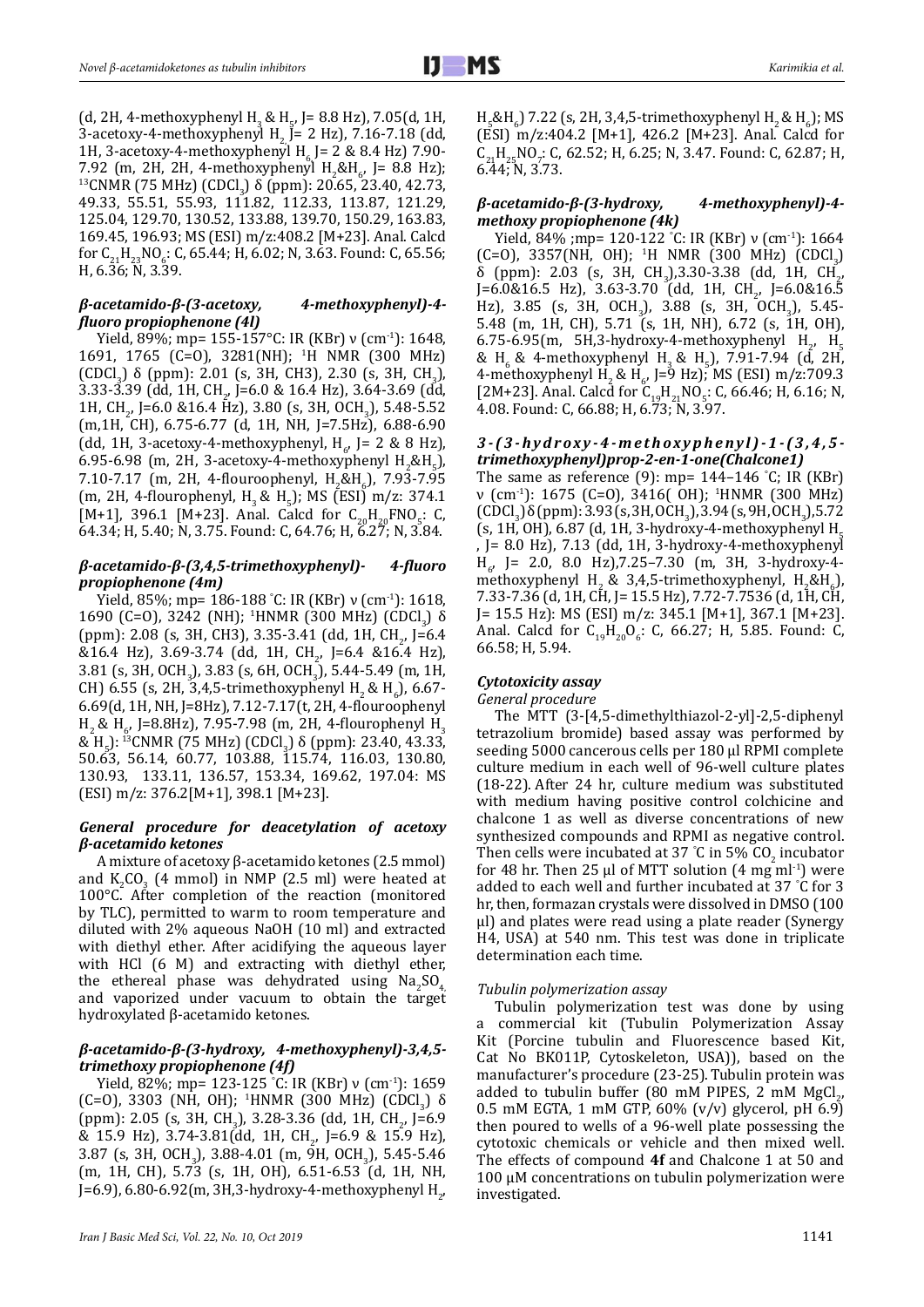(d, 2H, 4-methoxyphenyl $H_3$ & $H_5$, J= 8.8 Hz), 7.05(d, 1H, 3-acetoxy-4-methoxyphenyl $H_2$ J= 2 Hz), 7.16-7.18 (dd, 1H, 3-acetoxy-4-methoxyphenyl $H_6$ J= 2 & 8.4 Hz) 7.90-7.92 (m, 2H, 2H, 4-methoxyphenyl $H_2$&$H_6$, J= 8.8 Hz); $^{13}$CNMR (75 MHz) ($CDCl_3$) δ (ppm): 20.65, 23.40, 42.73, 49.33, 55.51, 55.93, 111.82, 112.33, 113.87, 121.29, 125.04, 129.70, 130.52, 133.88, 139.70, 150.29, 163.83, 169.45, 196.93; MS (ESI) m/z:408.2 [M+23]. Anal. Calcd for $C_{21}H_{23}NO_6$: C, 65.44; H, 6.02; N, 3.63. Found: C, 65.56; H, 6.36; N, 3.39.

### *β-acetamido-β-(3-acetoxy, 4-methoxyphenyl)-4-fluoro propiophenone (4l)*

Yield, 89%; mp= 155-157°C: IR (KBr) ν (cm$^{-1}$): 1648, 1691, 1765 (C=O), 3281(NH); $^1$H NMR (300 MHz) ($CDCl_3$) δ (ppm): 2.01 (s, 3H, CH3), 2.30 (s, 3H, $CH_3$), 3.33-3.39 (dd, 1H, $CH_2$, J=6.0 & 16.4 Hz), 3.64-3.69 (dd, 1H, $CH_2$, J=6.0 &16.4 Hz), 3.80 (s, 3H, $OCH_3$), 5.48-5.52 (m,1H, CH), 6.75-6.77 (d, 1H, NH, J=7.5Hz), 6.88-6.90 (dd, 1H, 3-acetoxy-4-methoxyphenyl, $H_6$, J= 2 & 8 Hz), 6.95-6.98 (m, 2H, 3-acetoxy-4-methoxyphenyl $H_2$&$H_5$), 7.10-7.17 (m, 2H, 4-flouroophenyl, $H_2$&$H_6$), 7.93-7.95 (m, 2H, 4-flourophenyl, $H_3$ & $H_5$); MS (ESI) m/z: 374.1 [M+1], 396.1 [M+23]. Anal. Calcd for $C_{20}H_{20}FNO_5$: C, 64.34; H, 5.40; N, 3.75. Found: C, 64.76; H, 6.27; N, 3.84.

### *β-acetamido-β-(3,4,5-trimethoxyphenyl)- 4-fluoro propiophenone (4m)*

Yield, 85%; mp= 186-188 °C: IR (KBr) ν (cm$^{-1}$): 1618, 1690 (C=O), 3242 (NH); $^1$HNMR (300 MHz) ($CDCl_3$) δ (ppm): 2.08 (s, 3H, CH3), 3.35-3.41 (dd, 1H, $CH_2$, J=6.4 &16.4 Hz), 3.69-3.74 (dd, 1H, $CH_2$, J=6.4 &16.4 Hz), 3.81 (s, 3H, $OCH_3$), 3.83 (s, 6H, $OCH_3$), 5.44-5.49 (m, 1H, CH) 6.55 (s, 2H, 3,4,5-trimethoxyphenyl $H_2$ & $H_6$), 6.67-6.69(d, 1H, NH, J=8Hz), 7.12-7.17(t, 2H, 4-flouroophenyl $H_2$ & $H_6$, J=8.8Hz), 7.95-7.98 (m, 2H, 4-flourophenyl $H_3$ & $H_5$): $^{13}$CNMR (75 MHz) ($CDCl_3$) δ (ppm): 23.40, 43.33, 50.63, 56.14, 60.77, 103.88, 115.74, 116.03, 130.80, 130.93, 133.11, 136.57, 153.34, 169.62, 197.04: MS (ESI) m/z: 376.2[M+1], 398.1 [M+23].

### *General procedure for deacetylation of acetoxy β-acetamido ketones*

A mixture of acetoxy β-acetamido ketones (2.5 mmol) and $K_2CO_3$ (4 mmol) in NMP (2.5 ml) were heated at 100°C. After completion of the reaction (monitored by TLC), permitted to warm to room temperature and diluted with 2% aqueous NaOH (10 ml) and extracted with diethyl ether. After acidifying the aqueous layer with HCl (6 M) and extracting with diethyl ether, the ethereal phase was dehydrated using $Na_2SO_4$ and vaporized under vacuum to obtain the target hydroxylated β-acetamido ketones.

### *β-acetamido-β-(3-hydroxy, 4-methoxyphenyl)-3,4,5-trimethoxy propiophenone (4f)*

Yield, 82%; mp= 123-125 °C: IR (KBr) ν (cm$^{-1}$): 1659 (C=O), 3303 (NH, OH); $^1$HNMR (300 MHz) ($CDCl_3$) δ (ppm): 2.05 (s, 3H, $CH_3$), 3.28-3.36 (dd, 1H, $CH_2$, J=6.9 & 15.9 Hz), 3.74-3.81(dd, 1H, $CH_2$, J=6.9 & 15.9 Hz), 3.87 (s, 3H, $OCH_3$), 3.88-4.01 (m, 9H, $OCH_3$), 5.45-5.46 (m, 1H, CH), 5.73 (s, 1H, OH), 6.51-6.53 (d, 1H, NH, J=6.9), 6.80-6.92(m, 3H,3-hydroxy-4-methoxyphenyl $H_2$, $H_5$&$H_6$) 7.22 (s, 2H, 3,4,5-trimethoxyphenyl $H_2$ & $H_6$); MS (ESI) m/z:404.2 [M+1], 426.2 [M+23]. Anal. Calcd for $C_{21}H_{25}NO_7$: C, 62.52; H, 6.25; N, 3.47. Found: C, 62.87; H, 6.44; N, 3.73.

### *β-acetamido-β-(3-hydroxy, 4-methoxyphenyl)-4-methoxy propiophenone (4k)*

Yield, 84% ;mp= 120-122 °C: IR (KBr) ν (cm$^{-1}$): 1664 (C=O), 3357(NH, OH); $^1$H NMR (300 MHz) ($CDCl_3$) δ (ppm): 2.03 (s, 3H, $CH_3$),3.30-3.38 (dd, 1H, $CH_2$, J=6.0&16.5 Hz), 3.63-3.70 (dd, 1H, $CH_2$, J=6.0&16.5 Hz), 3.85 (s, 3H, $OCH_3$), 3.88 (s, 3H, $OCH_3$), 5.45-5.48 (m, 1H, CH), 5.71 (s, 1H, NH), 6.72 (s, 1H, OH), 6.75-6.95(m, 5H,3-hydroxy-4-methoxyphenyl $H_2$, $H_5$ & $H_6$ & 4-methoxyphenyl $H_3$ & $H_5$), 7.91-7.94 (d, 2H, 4-methoxyphenyl $H_2$ & $H_6$, J=9 Hz); MS (ESI) m/z:709.3 [2M+23]. Anal. Calcd for $C_{19}H_{21}NO_5$: C, 66.46; H, 6.16; N, 4.08. Found: C, 66.88; H, 6.73; N, 3.97.

### *3-(3-hydroxy-4-methoxyphenyl)-1-(3,4,5-trimethoxyphenyl)prop-2-en-1-one(Chalcone1)*

The same as reference (9): mp= 144–146 °C; IR (KBr) ν (cm$^{-1}$): 1675 (C=O), 3416( OH); $^1$HNMR (300 MHz) ($CDCl_3$) δ (ppm): 3.93 (s, 3H, $OCH_3$), 3.94 (s, 9H, $OCH_3$), 5.72 (s, 1H, OH), 6.87 (d, 1H, 3-hydroxy-4-methoxyphenyl $H_5$, J= 8.0 Hz), 7.13 (dd, 1H, 3-hydroxy-4-methoxyphenyl $H_6$, J= 2.0, 8.0 Hz),7.25–7.30 (m, 3H, 3-hydroxy-4-methoxyphenyl $H_2$ & 3,4,5-trimethoxyphenyl, $H_2$&$H_6$), 7.33-7.36 (d, 1H, CH, J= 15.5 Hz), 7.72-7.7536 (d, 1H, CH, J= 15.5 Hz): MS (ESI) m/z: 345.1 [M+1], 367.1 [M+23]. Anal. Calcd for $C_{19}H_{20}O_6$: C, 66.27; H, 5.85. Found: C, 66.58; H, 5.94.

### *Cytotoxicity assay*

*General procedure*

The MTT (3-[4,5-dimethylthiazol-2-yl]-2,5-diphenyl tetrazolium bromide) based assay was performed by seeding 5000 cancerous cells per 180 µl RPMI complete culture medium in each well of 96-well culture plates (18-22). After 24 hr, culture medium was substituted with medium having positive control colchicine and chalcone 1 as well as diverse concentrations of new synthesized compounds and RPMI as negative control. Then cells were incubated at 37 °C in 5% $CO_2$ incubator for 48 hr. Then 25 µl of MTT solution (4 mg ml$^{-1}$) were added to each well and further incubated at 37 °C for 3 hr, then, formazan crystals were dissolved in DMSO (100 µl) and plates were read using a plate reader (Synergy H4, USA) at 540 nm. This test was done in triplicate determination each time.

*Tubulin polymerization assay*

Tubulin polymerization test was done by using a commercial kit (Tubulin Polymerization Assay Kit (Porcine tubulin and Fluorescence based Kit, Cat No BK011P, Cytoskeleton, USA)), based on the manufacturer's procedure (23-25). Tubulin protein was added to tubulin buffer (80 mM PIPES, 2 mM $MgCl_2$, 0.5 mM EGTA, 1 mM GTP, 60% (v/v) glycerol, pH 6.9) then poured to wells of a 96-well plate possessing the cytotoxic chemicals or vehicle and then mixed well. The effects of compound **4f** and Chalcone 1 at 50 and 100 µM concentrations on tubulin polymerization were investigated.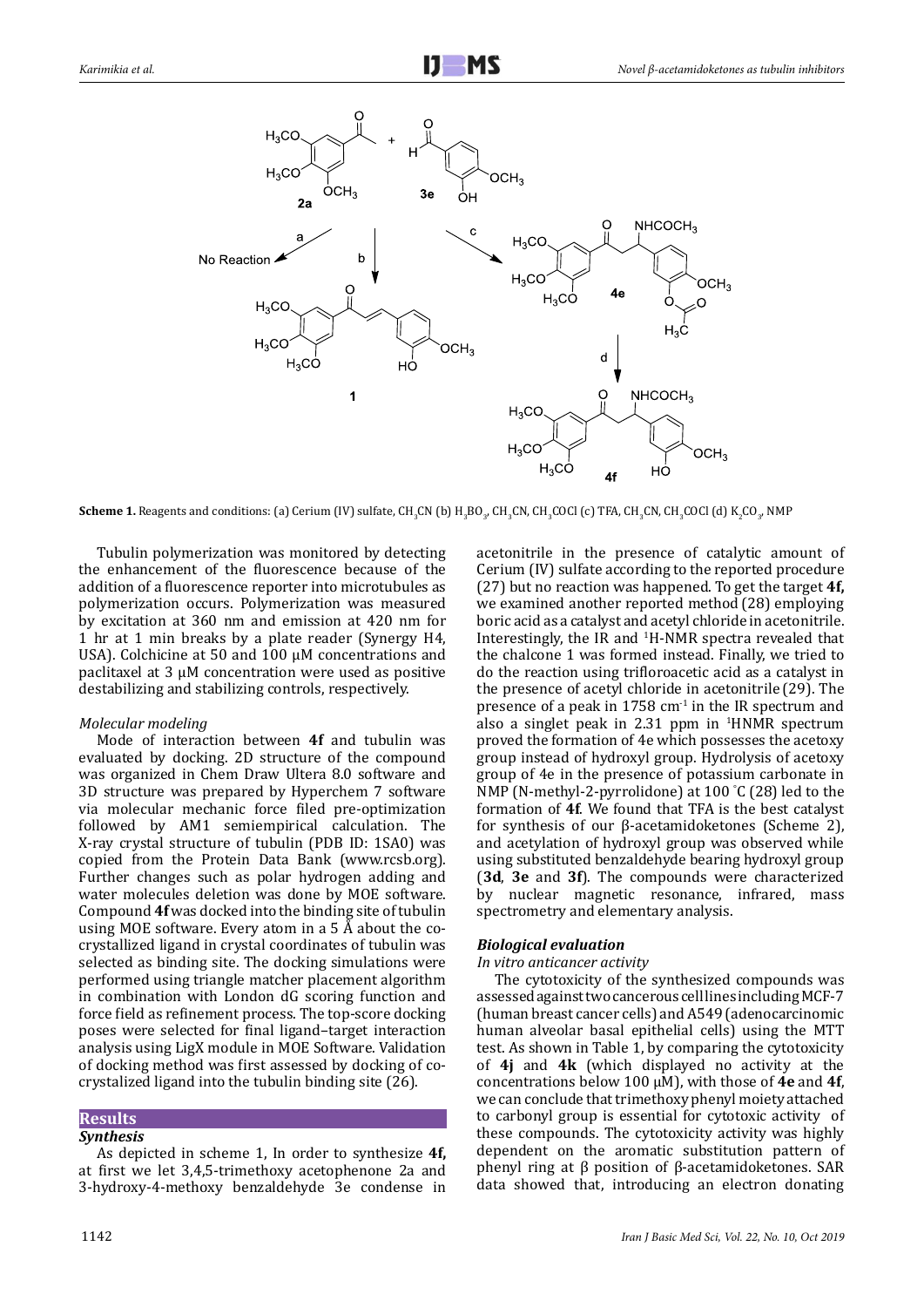**Scheme 1.** Reagents and conditions: (a) Cerium (IV) sulfate, $CH_3CN$ (b) $H_3BO_3$, $CH_3CN$, $CH_3COCl$ (c) TFA, $CH_3CN$, $CH_3COCl$ (d) $K_2CO_3$, NMP

Tubulin polymerization was monitored by detecting the enhancement of the fluorescence because of the addition of a fluorescence reporter into microtubules as polymerization occurs. Polymerization was measured by excitation at 360 nm and emission at 420 nm for 1 hr at 1 min breaks by a plate reader (Synergy H4, USA). Colchicine at 50 and 100 μM concentrations and paclitaxel at 3 μM concentration were used as positive destabilizing and stabilizing controls, respectively.

*Molecular modeling*

Mode of interaction between **4f** and tubulin was evaluated by docking. 2D structure of the compound was organized in Chem Draw Ultera 8.0 software and 3D structure was prepared by Hyperchem 7 software via molecular mechanic force filed pre-optimization followed by AM1 semiempirical calculation. The X-ray crystal structure of tubulin (PDB ID: 1SA0) was copied from the Protein Data Bank (www.rcsb.org). Further changes such as polar hydrogen adding and water molecules deletion was done by MOE software. Compound **4f** was docked into the binding site of tubulin using MOE software. Every atom in a 5 Å about the co-crystallized ligand in crystal coordinates of tubulin was selected as binding site. The docking simulations were performed using triangle matcher placement algorithm in combination with London dG scoring function and force field as refinement process. The top-score docking poses were selected for final ligand–target interaction analysis using LigX module in MOE Software. Validation of docking method was first assessed by docking of co-crystalized ligand into the tubulin binding site (26).

## Results

### *Synthesis*

As depicted in scheme 1, In order to synthesize **4f,** at first we let 3,4,5-trimethoxy acetophenone 2a and 3-hydroxy-4-methoxy benzaldehyde 3e condense in acetonitrile in the presence of catalytic amount of Cerium (IV) sulfate according to the reported procedure (27) but no reaction was happened. To get the target **4f,** we examined another reported method (28) employing boric acid as a catalyst and acetyl chloride in acetonitrile. Interestingly, the IR and [1]H-NMR spectra revealed that the chalcone 1 was formed instead. Finally, we tried to do the reaction using trifloroacetic acid as a catalyst in the presence of acetyl chloride in acetonitrile (29). The presence of a peak in 1758 $cm^{-1}$ in the IR spectrum and also a singlet peak in 2.31 ppm in [1]HNMR spectrum proved the formation of 4e which possesses the acetoxy group instead of hydroxyl group. Hydrolysis of acetoxy group of 4e in the presence of potassium carbonate in NMP (N-methyl-2-pyrrolidone) at 100 °C (28) led to the formation of **4f**. We found that TFA is the best catalyst for synthesis of our β-acetamidoketones (Scheme 2), and acetylation of hydroxyl group was observed while using substituted benzaldehyde bearing hydroxyl group (**3d**, **3e** and **3f**). The compounds were characterized by nuclear magnetic resonance, infrared, mass spectrometry and elementary analysis.

### *Biological evaluation*

*In vitro anticancer activity*

The cytotoxicity of the synthesized compounds was assessed against two cancerous cell lines including MCF-7 (human breast cancer cells) and A549 (adenocarcinomic human alveolar basal epithelial cells) using the MTT test. As shown in Table 1, by comparing the cytotoxicity of **4j** and **4k** (which displayed no activity at the concentrations below 100 μM), with those of **4e** and **4f**, we can conclude that trimethoxy phenyl moiety attached to carbonyl group is essential for cytotoxic activity of these compounds. The cytotoxicity activity was highly dependent on the aromatic substitution pattern of phenyl ring at β position of β-acetamidoketones. SAR data showed that, introducing an electron donating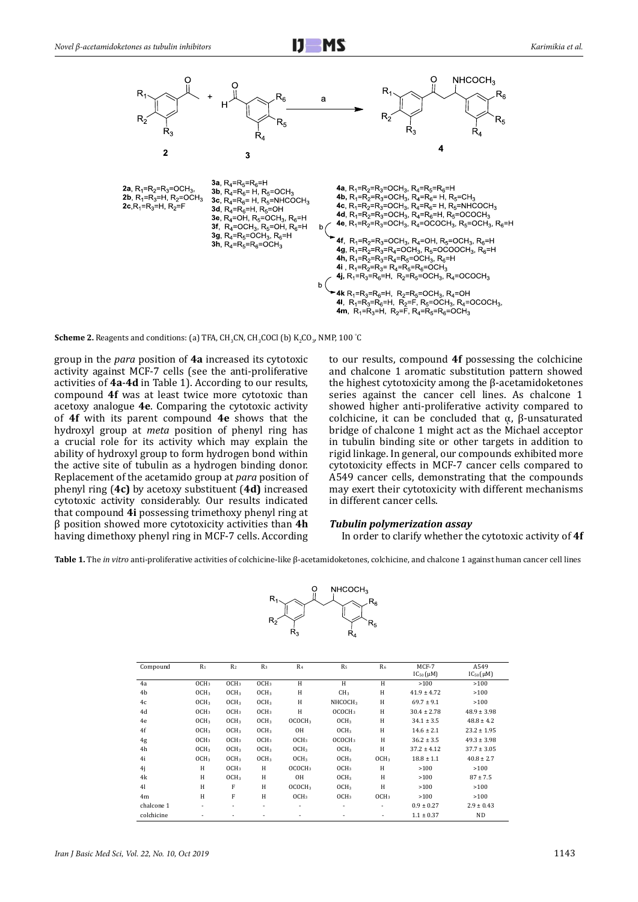2a, $R_1=R_2=R_3=OCH_3$,
2b, $R_1=R_3=H$, $R_2=OCH_3$
2c, $R_1=R_3=H$, $R_2=F$

3a, $R_4=R_5=R_6=H$
3b, $R_4=R_6=H$, $R_5=OCH_3$
3c, $R_4=R_6=H$, $R_5=NHCOCH_3$
3d, $R_4=R_6=H$, $R_5=OH$
3e, $R_4=OH$, $R_5=OCH_3$, $R_6=H$
3f, $R_4=OCH_3$, $R_5=OH$, $R_6=H$
3g, $R_4=R_5=OCH_3$, $R_6=H$
3h, $R_4=R_5=R_6=OCH_3$

4a, $R_1=R_2=R_3=OCH_3$, $R_4=R_5=R_6=H$
4b, $R_1=R_2=R_3=OCH_3$, $R_4=R_6=H$, $R_5=CH_3$
4c, $R_1=R_2=R_3=OCH_3$, $R_4=R_6=H$, $R_5=NHCOCH_3$
4d, $R_1=R_2=R_3=OCH_3$, $R_4=R_6=H$, $R_5=OCOCH_3$
4e, $R_1=R_2=R_3=OCH_3$, $R_4=OCOCH_3$, $R_5=OCH_3$, $R_6=H$
4f, $R_1=R_2=R_3=OCH_3$, $R_4=OH$, $R_5=OCH_3$, $R_6=H$
4g, $R_1=R_2=R_3=R_4=OCH_3$, $R_5=OCOOCH_3$, $R_6=H$
4h, $R_1=R_2=R_3=R_4=R_5=OCH_3$, $R_6=H$
4i, $R_1=R_2=R_3=R_4=R_5=R_6=OCH_3$
4j, $R_1=R_3=R_6=H$, $R_2=R_5=OCH_3$, $R_4=OCOCH_3$
4k $R_1=R_3=R_6=H$, $R_2=R_5=OCH_3$, $R_4=OH$
4l, $R_1=R_3=R_6=H$, $R_2=F$, $R_5=OCH_3$, $R_4=OCOCH_3$,
4m, $R_1=R_3=H$, $R_2=F$, $R_4=R_5=R_6=OCH_3$

**Scheme 2.** Reagents and conditions: (a) TFA, $CH_3CN$, $CH_3COCl$ (b) $K_2CO_3$, NMP, 100 °C

group in the *para* position of **4a** increased its cytotoxic activity against MCF-7 cells (see the anti-proliferative activities of **4a**-**4d** in Table 1). According to our results, compound **4f** was at least twice more cytotoxic than acetoxy analogue **4e**. Comparing the cytotoxic activity of **4f** with its parent compound **4e** shows that the hydroxyl group at *meta* position of phenyl ring has a crucial role for its activity which may explain the ability of hydroxyl group to form hydrogen bond within the active site of tubulin as a hydrogen binding donor. Replacement of the acetamido group at *para* position of phenyl ring (**4c)** by acetoxy substituent (**4d)** increased cytotoxic activity considerably. Our results indicated that compound **4i** possessing trimethoxy phenyl ring at β position showed more cytotoxicity activities than **4h** having dimethoxy phenyl ring in MCF-7 cells. According to our results, compound **4f** possessing the colchicine and chalcone 1 aromatic substitution pattern showed the highest cytotoxicity among the β-acetamidoketones series against the cancer cell lines. As chalcone 1 showed higher anti-proliferative activity compared to colchicine, it can be concluded that α, β-unsaturated bridge of chalcone 1 might act as the Michael acceptor in tubulin binding site or other targets in addition to rigid linkage. In general, our compounds exhibited more cytotoxicity effects in MCF-7 cancer cells compared to A549 cancer cells, demonstrating that the compounds may exert their cytotoxicity with different mechanisms in different cancer cells.

### *Tubulin polymerization assay*

In order to clarify whether the cytotoxic activity of **4f**

**Table 1.** The *in vitro* anti-proliferative activities of colchicine-like β-acetamidoketones, colchicine, and chalcone 1 against human cancer cell lines

| Compound | $R_1$ | $R_2$ | $R_3$ | $R_4$ | $R_5$ | $R_6$ | MCF-7 $IC_{50}$ (μM) | A549 $IC_{50}$ (μM) |
|---|---|---|---|---|---|---|---|---|
| 4a | $OCH_3$ | $OCH_3$ | $OCH_3$ | H | H | H | >100 | >100 |
| 4b | $OCH_3$ | $OCH_3$ | $OCH_3$ | H | $CH_3$ | H | 41.9 ± 4.72 | >100 |
| 4c | $OCH_3$ | $OCH_3$ | $OCH_3$ | H | $NHCOCH_3$ | H | 69.7 ± 9.1 | >100 |
| 4d | $OCH_3$ | $OCH_3$ | $OCH_3$ | H | $OCOCH_3$ | H | 30.4 ± 2.78 | 48.9 ± 3.98 |
| 4e | $OCH_3$ | $OCH_3$ | $OCH_3$ | $OCOCH_3$ | $OCH_3$ | H | 34.1 ± 3.5 | 48.8 ± 4.2 |
| 4f | $OCH_3$ | $OCH_3$ | $OCH_3$ | OH | $OCH_3$ | H | 14.6 ± 2.1 | 23.2 ± 1.95 |
| 4g | $OCH_3$ | $OCH_3$ | $OCH_3$ | $OCH_3$ | $OCOCH_3$ | H | 36.2 ± 3.5 | 49.3 ± 3.98 |
| 4h | $OCH_3$ | $OCH_3$ | $OCH_3$ | $OCH_3$ | $OCH_3$ | H | 37.2 ± 4.12 | 37.7 ± 3.05 |
| 4i | $OCH_3$ | $OCH_3$ | $OCH_3$ | $OCH_3$ | $OCH_3$ | $OCH_3$ | 18.8 ± 1.1 | 40.8 ± 2.7 |
| 4j | H | $OCH_3$ | H | $OCOCH_3$ | $OCH_3$ | H | >100 | >100 |
| 4k | H | $OCH_3$ | H | OH | $OCH_3$ | H | >100 | 87 ± 7.5 |
| 4l | H | F | H | $OCOCH_3$ | $OCH_3$ | H | >100 | >100 |
| 4m | H | F | H | $OCH_3$ | $OCH_3$ | $OCH_3$ | >100 | >100 |
| chalcone 1 | - | - | - | - | - | - | 0.9 ± 0.27 | 2.9 ± 0.43 |
| colchicine | - | - | - | - | - | - | 1.1 ± 0.37 | ND |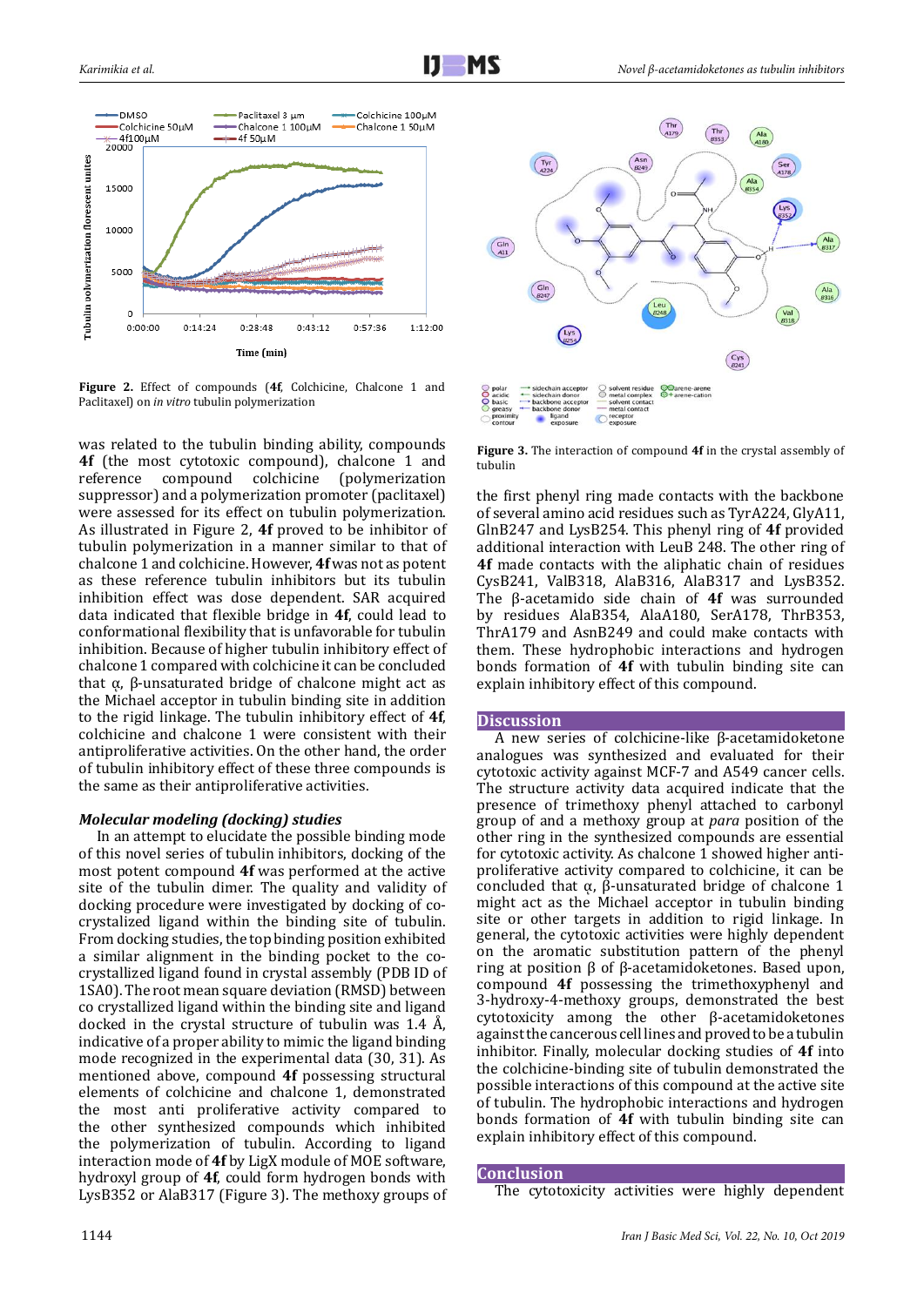Figure 2. Effect of compounds (4f, Colchicine, Chalcone 1 and Paclitaxel) on *in vitro* tubulin polymerization

Figure 3. The interaction of compound 4f in the crystal assembly of tubulin

was related to the tubulin binding ability, compounds **4f** (the most cytotoxic compound), chalcone 1 and reference compound colchicine (polymerization suppressor) and a polymerization promoter (paclitaxel) were assessed for its effect on tubulin polymerization. As illustrated in Figure 2, **4f** proved to be inhibitor of tubulin polymerization in a manner similar to that of chalcone 1 and colchicine. However, **4f** was not as potent as these reference tubulin inhibitors but its tubulin inhibition effect was dose dependent. SAR acquired data indicated that flexible bridge in **4f**, could lead to conformational flexibility that is unfavorable for tubulin inhibition. Because of higher tubulin inhibitory effect of chalcone 1 compared with colchicine it can be concluded that α, β-unsaturated bridge of chalcone might act as the Michael acceptor in tubulin binding site in addition to the rigid linkage. The tubulin inhibitory effect of **4f**, colchicine and chalcone 1 were consistent with their antiproliferative activities. On the other hand, the order of tubulin inhibitory effect of these three compounds is the same as their antiproliferative activities.

### *Molecular modeling (docking) studies*

In an attempt to elucidate the possible binding mode of this novel series of tubulin inhibitors, docking of the most potent compound **4f** was performed at the active site of the tubulin dimer. The quality and validity of docking procedure were investigated by docking of co-crystalized ligand within the binding site of tubulin. From docking studies, the top binding position exhibited a similar alignment in the binding pocket to the co-crystallized ligand found in crystal assembly (PDB ID of 1SA0). The root mean square deviation (RMSD) between co crystallized ligand within the binding site and ligand docked in the crystal structure of tubulin was 1.4 Å, indicative of a proper ability to mimic the ligand binding mode recognized in the experimental data (30, 31). As mentioned above, compound **4f** possessing structural elements of colchicine and chalcone 1, demonstrated the most anti proliferative activity compared to the other synthesized compounds which inhibited the polymerization of tubulin. According to ligand interaction mode of **4f** by LigX module of MOE software, hydroxyl group of **4f**, could form hydrogen bonds with LysB352 or AlaB317 (Figure 3). The methoxy groups of the first phenyl ring made contacts with the backbone of several amino acid residues such as TyrA224, GlyA11, GlnB247 and LysB254. This phenyl ring of **4f** provided additional interaction with LeuB 248. The other ring of **4f** made contacts with the aliphatic chain of residues CysB241, ValB318, AlaB316, AlaB317 and LysB352. The β-acetamido side chain of **4f** was surrounded by residues AlaB354, AlaA180, SerA178, ThrB353, ThrA179 and AsnB249 and could make contacts with them. These hydrophobic interactions and hydrogen bonds formation of **4f** with tubulin binding site can explain inhibitory effect of this compound.

## Discussion

A new series of colchicine-like β-acetamidoketone analogues was synthesized and evaluated for their cytotoxic activity against MCF-7 and A549 cancer cells. The structure activity data acquired indicate that the presence of trimethoxy phenyl attached to carbonyl group of and a methoxy group at *para* position of the other ring in the synthesized compounds are essential for cytotoxic activity. As chalcone 1 showed higher anti-proliferative activity compared to colchicine, it can be concluded that α, β-unsaturated bridge of chalcone 1 might act as the Michael acceptor in tubulin binding site or other targets in addition to rigid linkage. In general, the cytotoxic activities were highly dependent on the aromatic substitution pattern of the phenyl ring at position β of β-acetamidoketones. Based upon, compound **4f** possessing the trimethoxyphenyl and 3-hydroxy-4-methoxy groups, demonstrated the best cytotoxicity among the other β-acetamidoketones against the cancerous cell lines and proved to be a tubulin inhibitor. Finally, molecular docking studies of **4f** into the colchicine-binding site of tubulin demonstrated the possible interactions of this compound at the active site of tubulin. The hydrophobic interactions and hydrogen bonds formation of **4f** with tubulin binding site can explain inhibitory effect of this compound.

## Conclusion

The cytotoxicity activities were highly dependent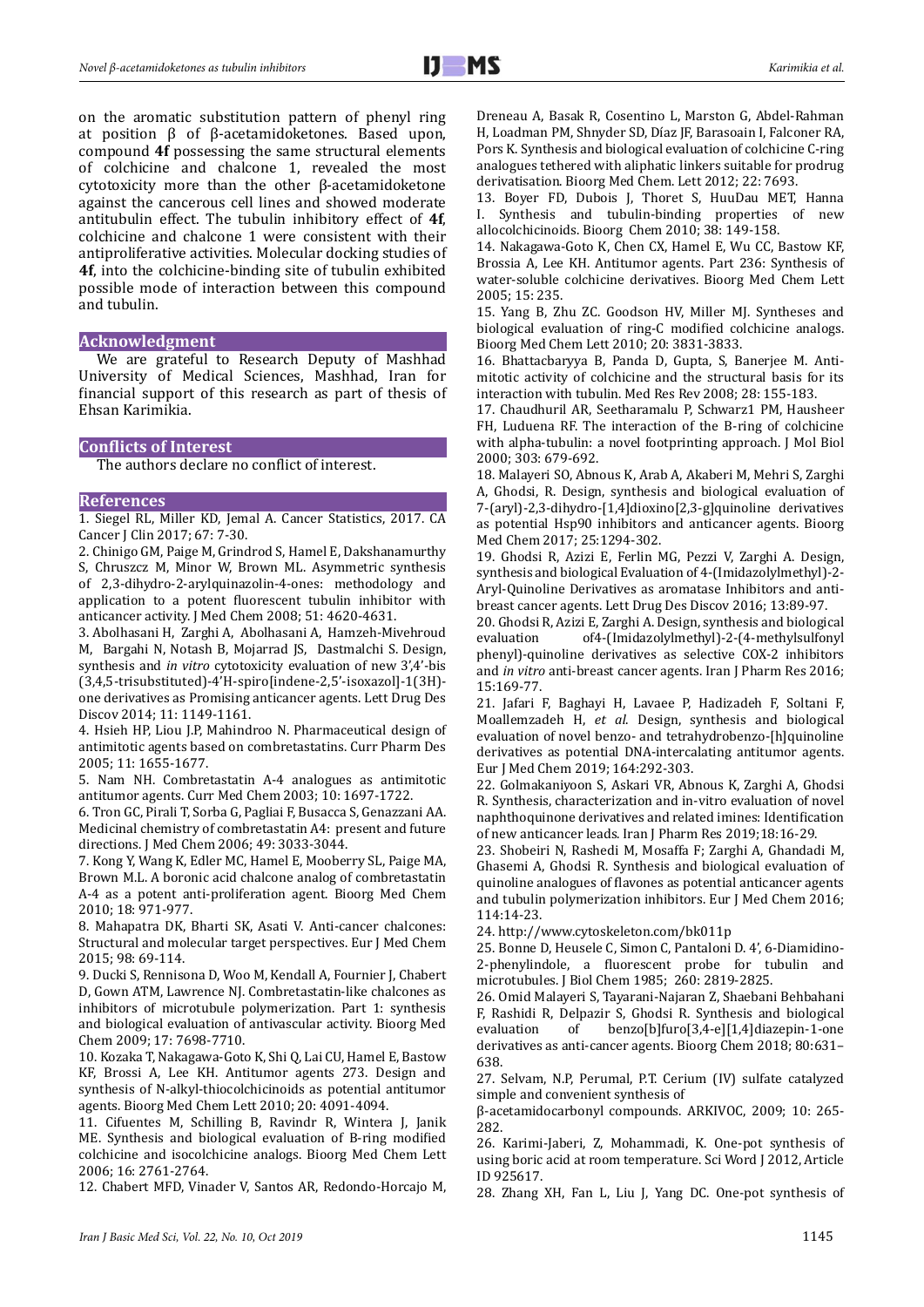on the aromatic substitution pattern of phenyl ring at position β of β-acetamidoketones. Based upon, compound **4f** possessing the same structural elements of colchicine and chalcone 1, revealed the most cytotoxicity more than the other β-acetamidoketone against the cancerous cell lines and showed moderate antitubulin effect. The tubulin inhibitory effect of **4f**, colchicine and chalcone 1 were consistent with their antiproliferative activities. Molecular docking studies of **4f**, into the colchicine-binding site of tubulin exhibited possible mode of interaction between this compound and tubulin.

## Acknowledgment

We are grateful to Research Deputy of Mashhad University of Medical Sciences, Mashhad, Iran for financial support of this research as part of thesis of Ehsan Karimikia.

## Conflicts of Interest

The authors declare no conflict of interest.

## References

1. Siegel RL, Miller KD, Jemal A. Cancer Statistics, 2017. CA Cancer J Clin 2017; 67: 7-30.
2. Chinigo GM, Paige M, Grindrod S, Hamel E, Dakshanamurthy S, Chruszcz M, Minor W, Brown ML. Asymmetric synthesis of 2,3-dihydro-2-arylquinazolin-4-ones: methodology and application to a potent fluorescent tubulin inhibitor with anticancer activity. J Med Chem 2008; 51: 4620-4631.
3. Abolhasani H, Zarghi A, Abolhasani A, Hamzeh-Mivehroud M, Bargahi N, Notash B, Mojarrad JS, Dastmalchi S. Design, synthesis and *in vitro* cytotoxicity evaluation of new 3',4'-bis (3,4,5-trisubstituted)-4'H-spiro[indene-2,5'-isoxazol]-1(3H)-one derivatives as Promising anticancer agents. Lett Drug Des Discov 2014; 11: 1149-1161.
4. Hsieh HP, Liou J.P, Mahindroo N. Pharmaceutical design of antimitotic agents based on combretastatins. Curr Pharm Des 2005; 11: 1655-1677.
5. Nam NH. Combretastatin A-4 analogues as antimitotic antitumor agents. Curr Med Chem 2003; 10: 1697-1722.
6. Tron GC, Pirali T, Sorba G, Pagliai F, Busacca S, Genazzani AA. Medicinal chemistry of combretastatin A4: present and future directions. J Med Chem 2006; 49: 3033-3044.
7. Kong Y, Wang K, Edler MC, Hamel E, Mooberry SL, Paige MA, Brown M.L. A boronic acid chalcone analog of combretastatin A-4 as a potent anti-proliferation agent. Bioorg Med Chem 2010; 18: 971-977.
8. Mahapatra DK, Bharti SK, Asati V. Anti-cancer chalcones: Structural and molecular target perspectives. Eur J Med Chem 2015; 98: 69-114.
9. Ducki S, Rennisona D, Woo M, Kendall A, Fournier J, Chabert D, Gown ATM, Lawrence NJ. Combretastatin-like chalcones as inhibitors of microtubule polymerization. Part 1: synthesis and biological evaluation of antivascular activity. Bioorg Med Chem 2009; 17: 7698-7710.
10. Kozaka T, Nakagawa-Goto K, Shi Q, Lai CU, Hamel E, Bastow KF, Brossi A, Lee KH. Antitumor agents 273. Design and synthesis of N-alkyl-thiocolchicinoids as potential antitumor agents. Bioorg Med Chem Lett 2010; 20: 4091-4094.
11. Cifuentes M, Schilling B, Ravindr R, Wintera J, Janik ME. Synthesis and biological evaluation of B-ring modified colchicine and isocolchicine analogs. Bioorg Med Chem Lett 2006; 16: 2761-2764.
12. Chabert MFD, Vinader V, Santos AR, Redondo-Horcajo M, Dreneau A, Basak R, Cosentino L, Marston G, Abdel-Rahman H, Loadman PM, Shnyder SD, Díaz JF, Barasoain I, Falconer RA, Pors K. Synthesis and biological evaluation of colchicine C-ring analogues tethered with aliphatic linkers suitable for prodrug derivatisation. Bioorg Med Chem. Lett 2012; 22: 7693.
13. Boyer FD, Dubois J, Thoret S, HuuDau MET, Hanna I. Synthesis and tubulin-binding properties of new allocolchicinoids. Bioorg Chem 2010; 38: 149-158.
14. Nakagawa-Goto K, Chen CX, Hamel E, Wu CC, Bastow KF, Brossia A, Lee KH. Antitumor agents. Part 236: Synthesis of water-soluble colchicine derivatives. Bioorg Med Chem Lett 2005; 15: 235.
15. Yang B, Zhu ZC. Goodson HV, Miller MJ. Syntheses and biological evaluation of ring-C modified colchicine analogs. Bioorg Med Chem Lett 2010; 20: 3831-3833.
16. Bhattacbaryya B, Panda D, Gupta, S, Banerjee M. Anti-mitotic activity of colchicine and the structural basis for its interaction with tubulin. Med Res Rev 2008; 28: 155-183.
17. Chaudhuril AR, Seetharamalu P, Schwarz1 PM, Hausheer FH, Luduena RF. The interaction of the B-ring of colchicine with alpha-tubulin: a novel footprinting approach. J Mol Biol 2000; 303: 679-692.
18. Malayeri SO, Abnous K, Arab A, Akaberi M, Mehri S, Zarghi A, Ghodsi, R. Design, synthesis and biological evaluation of 7-(aryl)-2,3-dihydro-[1,4]dioxino[2,3-g]quinoline derivatives as potential Hsp90 inhibitors and anticancer agents. Bioorg Med Chem 2017; 25:1294-302.
19. Ghodsi R, Azizi E, Ferlin MG, Pezzi V, Zarghi A. Design, synthesis and biological Evaluation of 4-(Imidazolylmethyl)-2-Aryl-Quinoline Derivatives as aromatase Inhibitors and anti-breast cancer agents. Lett Drug Des Discov 2016; 13:89-97.
20. Ghodsi R, Azizi E, Zarghi A. Design, synthesis and biological evaluation of4-(Imidazolylmethyl)-2-(4-methylsulfonyl phenyl)-quinoline derivatives as selective COX-2 inhibitors and *in vitro* anti-breast cancer agents. Iran J Pharm Res 2016; 15:169-77.
21. Jafari F, Baghayi H, Lavaee P, Hadizadeh F, Soltani F, Moallemzadeh H, *et al*. Design, synthesis and biological evaluation of novel benzo- and tetrahydrobenzo-[h]quinoline derivatives as potential DNA-intercalating antitumor agents. Eur J Med Chem 2019; 164:292-303.
22. Golmakaniyoon S, Askari VR, Abnous K, Zarghi A, Ghodsi R. Synthesis, characterization and in-vitro evaluation of novel naphthoquinone derivatives and related imines: Identification of new anticancer leads. Iran J Pharm Res 2019;18:16-29.
23. Shobeiri N, Rashedi M, Mosaffa F; Zarghi A, Ghandadi M, Ghasemi A, Ghodsi R. Synthesis and biological evaluation of quinoline analogues of flavones as potential anticancer agents and tubulin polymerization inhibitors. Eur J Med Chem 2016; 114:14-23.
24. http://www.cytoskeleton.com/bk011p
25. Bonne D, Heusele C, Simon C, Pantaloni D. 4', 6-Diamidino-2-phenylindole, a fluorescent probe for tubulin and microtubules. J Biol Chem 1985; 260: 2819-2825.
26. Omid Malayeri S, Tayarani-Najaran Z, Shaebani Behbahani F, Rashidi R, Delpazir S, Ghodsi R. Synthesis and biological evaluation of benzo[b]furo[3,4-e][1,4]diazepin-1-one derivatives as anti-cancer agents. Bioorg Chem 2018; 80:631–638.
27. Selvam, N.P, Perumal, P.T. Cerium (IV) sulfate catalyzed simple and convenient synthesis of β-acetamidocarbonyl compounds. ARKIVOC, 2009; 10: 265-282.
26. Karimi-Jaberi, Z, Mohammadi, K. One-pot synthesis of using boric acid at room temperature. Sci Word J 2012, Article ID 925617.
28. Zhang XH, Fan L, Liu J, Yang DC. One-pot synthesis of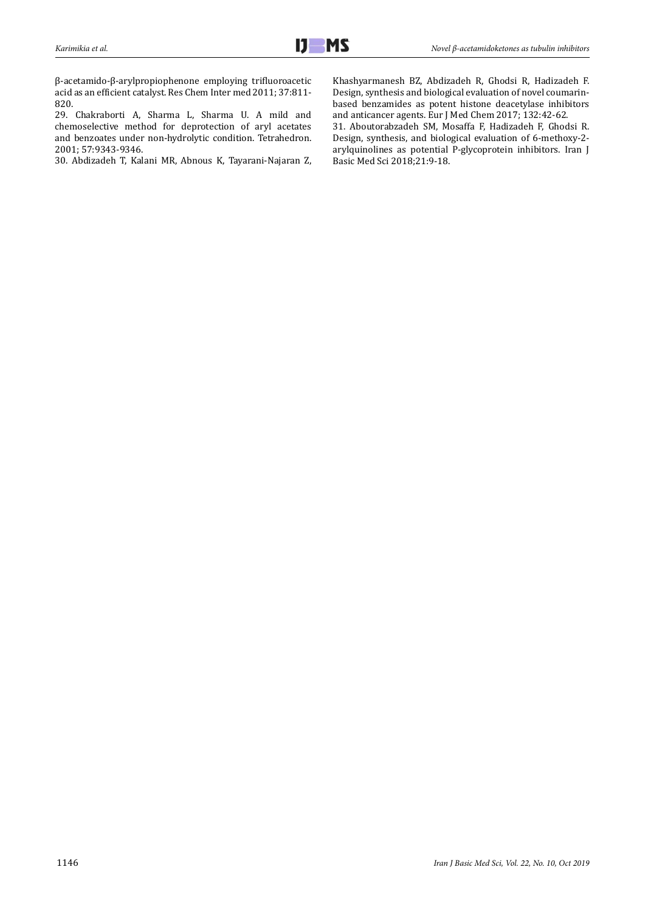β-acetamido-β-arylpropiophenone employing trifluoroacetic acid as an efficient catalyst. Res Chem Inter med 2011; 37:811-820.

29. Chakraborti A, Sharma L, Sharma U. A mild and chemoselective method for deprotection of aryl acetates and benzoates under non-hydrolytic condition. Tetrahedron. 2001; 57:9343-9346.

30. Abdizadeh T, Kalani MR, Abnous K, Tayarani-Najaran Z, Khashyarmanesh BZ, Abdizadeh R, Ghodsi R, Hadizadeh F. Design, synthesis and biological evaluation of novel coumarin-based benzamides as potent histone deacetylase inhibitors and anticancer agents. Eur J Med Chem 2017; 132:42-62.

31. Aboutorabzadeh SM, Mosaffa F, Hadizadeh F, Ghodsi R. Design, synthesis, and biological evaluation of 6-methoxy-2-arylquinolines as potential P-glycoprotein inhibitors. Iran J Basic Med Sci 2018;21:9-18.